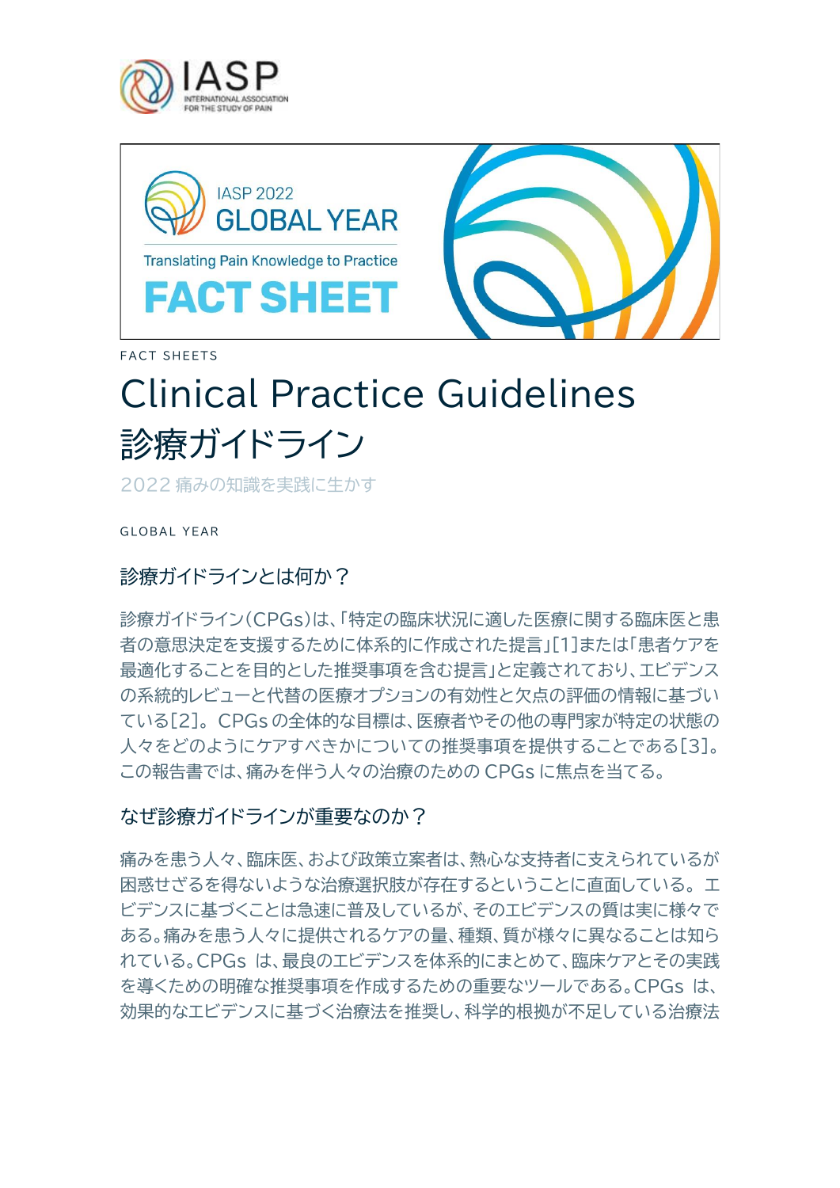IASP
INTERNATIONAL ASSOCIATION FOR THE STUDY OF PAIN

IASP 2022
GLOBAL YEAR
Translating Pain Knowledge to Practice
FACT SHEET

FACT SHEETS

# Clinical Practice Guidelines
# 診療ガイドライン

2022 痛みの知識を実践に生かす

GLOBAL YEAR

## 診療ガイドラインとは何か？

診療ガイドライン（CPGs）は、「特定の臨床状況に適した医療に関する臨床医と患者の意思決定を支援するために体系的に作成された提言」[1]または「患者ケアを最適化することを目的とした推奨事項を含む提言」と定義されており、エビデンスの系統的レビューと代替の医療オプションの有効性と欠点の評価の情報に基づいている[2]。CPGs の全体的な目標は、医療者やその他の専門家が特定の状態の人々をどのようにケアすべきかについての推奨事項を提供することである[3]。この報告書では、痛みを伴う人々の治療のための CPGs に焦点を当てる。

## なぜ診療ガイドラインが重要なのか？

痛みを患う人々、臨床医、および政策立案者は、熱心な支持者に支えられているが困惑せざるを得ないような治療選択肢が存在するということに直面している。エビデンスに基づくことは急速に普及しているが、そのエビデンスの質は実に様々である。痛みを患う人々に提供されるケアの量、種類、質が様々に異なることは知られている。CPGs は、最良のエビデンスを体系的にまとめて、臨床ケアとその実践を導くための明確な推奨事項を作成するための重要なツールである。CPGs は、効果的なエビデンスに基づく治療法を推奨し、科学的根拠が不足している治療法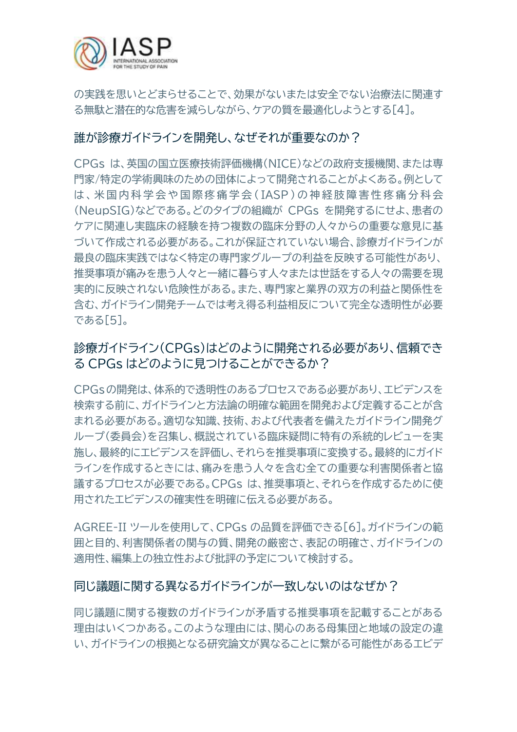の実践を思いとどまらせることで、効果がないまたは安全でない治療法に関連する無駄と潜在的な危害を減らしながら、ケアの質を最適化しようとする[4]。

## 誰が診療ガイドラインを開発し、なぜそれが重要なのか？

CPGs は、英国の国立医療技術評価機構（NICE）などの政府支援機関、または専門家/特定の学術興味のための団体によって開発されることがよくある。例としては、米国内科学会や国際疼痛学会（IASP）の神経肢障害性疼痛分科会（NeupSIG）などである。どのタイプの組織が CPGs を開発するにせよ、患者のケアに関連し実臨床の経験を持つ複数の臨床分野の人々からの重要な意見に基づいて作成される必要がある。これが保証されていない場合、診療ガイドラインが最良の臨床実践ではなく特定の専門家グループの利益を反映する可能性があり、推奨事項が痛みを患う人々と一緒に暮らす人々または世話をする人々の需要を現実的に反映されない危険性がある。また、専門家と業界の双方の利益と関係性を含む、ガイドライン開発チームでは考え得る利益相反について完全な透明性が必要である[5]。

## 診療ガイドライン（CPGs）はどのように開発される必要があり、信頼できる CPGs はどのように見つけることができるか？

CPGsの開発は、体系的で透明性のあるプロセスである必要があり、エビデンスを検索する前に、ガイドラインと方法論の明確な範囲を開発および定義することが含まれる必要がある。適切な知識、技術、および代表者を備えたガイドライン開発グループ（委員会）を召集し、概説されている臨床疑問に特有の系統的レビューを実施し、最終的にエビデンスを評価し、それらを推奨事項に変換する。最終的にガイドラインを作成するときには、痛みを患う人々を含む全ての重要な利害関係者と協議するプロセスが必要である。CPGs は、推奨事項と、それらを作成するために使用されたエビデンスの確実性を明確に伝える必要がある。

AGREE-II ツールを使用して、CPGs の品質を評価できる[6]。ガイドラインの範囲と目的、利害関係者の関与の質、開発の厳密さ、表記の明確さ、ガイドラインの適用性、編集上の独立性および批評の予定について検討する。

## 同じ議題に関する異なるガイドラインが一致しないのはなぜか？

同じ議題に関する複数のガイドラインが矛盾する推奨事項を記載することがある理由はいくつかある。このような理由には、関心のある母集団と地域の設定の違い、ガイドラインの根拠となる研究論文が異なることに繋がる可能性があるエビデ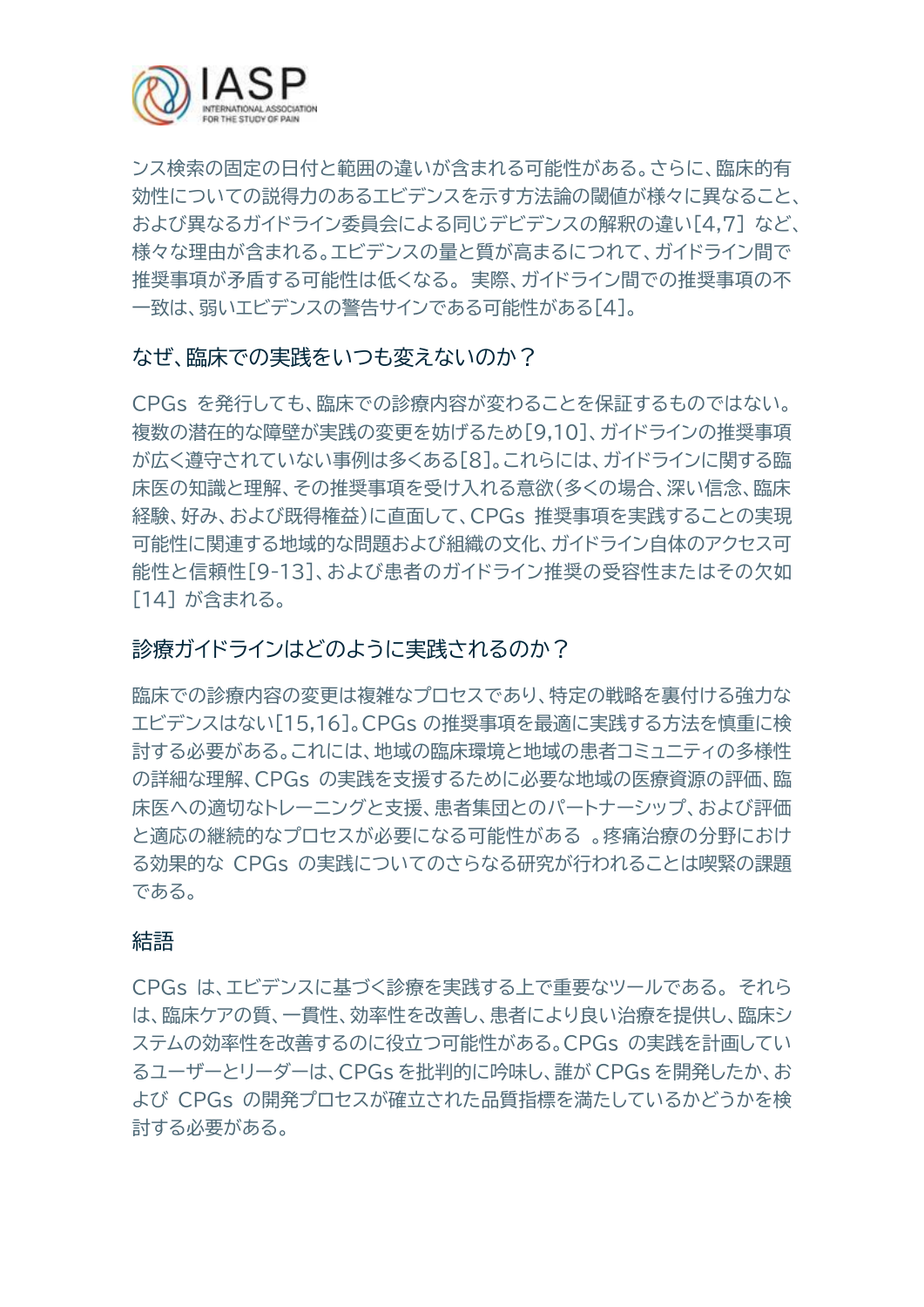ンス検索の固定の日付と範囲の違いが含まれる可能性がある。さらに、臨床的有効性についての説得力のあるエビデンスを示す方法論の閾値が様々に異なること、および異なるガイドライン委員会による同じデビデンスの解釈の違い[4,7] など、様々な理由が含まれる。エビデンスの量と質が高まるにつれて、ガイドライン間で推奨事項が矛盾する可能性は低くなる。 実際、ガイドライン間での推奨事項の不一致は、弱いエビデンスの警告サインである可能性がある[4]。

## なぜ、臨床での実践をいつも変えないのか？

CPGs を発行しても、臨床での診療内容が変わることを保証するものではない。複数の潜在的な障壁が実践の変更を妨げるため[9,10]、ガイドラインの推奨事項が広く遵守されていない事例は多くある[8]。これらには、ガイドラインに関する臨床医の知識と理解、その推奨事項を受け入れる意欲(多くの場合、深い信念、臨床経験、好み、および既得権益)に直面して、CPGs 推奨事項を実践することの実現可能性に関連する地域的な問題および組織の文化、ガイドライン自体のアクセス可能性と信頼性[9-13]、および患者のガイドライン推奨の受容性またはその欠如[14] が含まれる。

## 診療ガイドラインはどのように実践されるのか？

臨床での診療内容の変更は複雑なプロセスであり、特定の戦略を裏付ける強力なエビデンスはない[15,16]。CPGs の推奨事項を最適に実践する方法を慎重に検討する必要がある。これには、地域の臨床環境と地域の患者コミュニティの多様性の詳細な理解、CPGs の実践を支援するために必要な地域の医療資源の評価、臨床医への適切なトレーニングと支援、患者集団とのパートナーシップ、および評価と適応の継続的なプロセスが必要になる可能性がある 。疼痛治療の分野における効果的な CPGs の実践についてのさらなる研究が行われることは喫緊の課題である。

## 結語

CPGs は、エビデンスに基づく診療を実践する上で重要なツールである。 それらは、臨床ケアの質、一貫性、効率性を改善し、患者により良い治療を提供し、臨床システムの効率性を改善するのに役立つ可能性がある。CPGs の実践を計画しているユーザーとリーダーは、CPGs を批判的に吟味し、誰が CPGs を開発したか、および CPGs の開発プロセスが確立された品質指標を満たしているかどうかを検討する必要がある。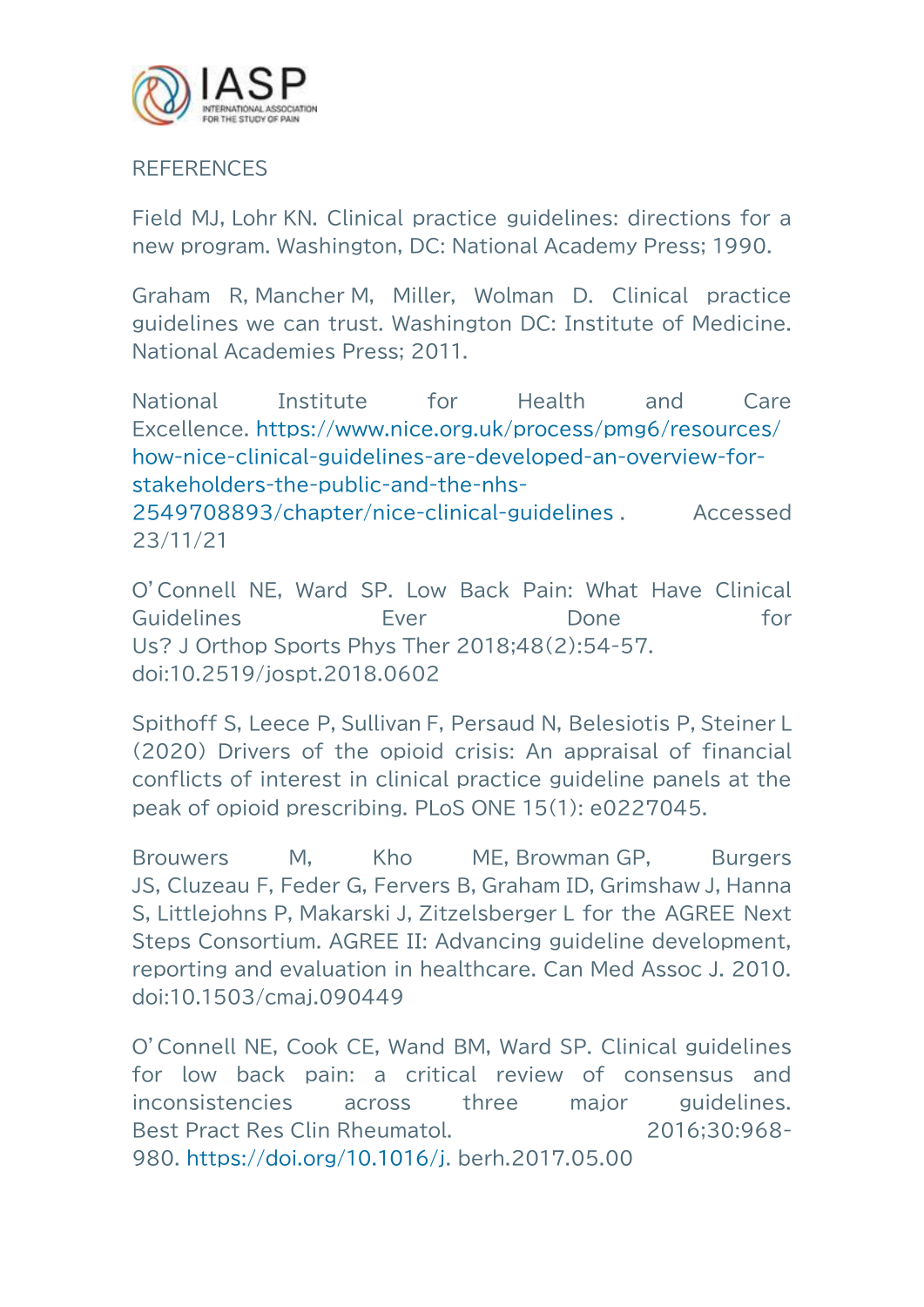REFERENCES

Field MJ, Lohr KN. Clinical practice guidelines: directions for a new program. Washington, DC: National Academy Press; 1990.

Graham R, Mancher M, Miller, Wolman D. Clinical practice guidelines we can trust. Washington DC: Institute of Medicine. National Academies Press; 2011.

National Institute for Health and Care Excellence. https://www.nice.org.uk/process/pmg6/resources/how-nice-clinical-guidelines-are-developed-an-overview-for-stakeholders-the-public-and-the-nhs-2549708893/chapter/nice-clinical-guidelines . Accessed 23/11/21

O'Connell NE, Ward SP. Low Back Pain: What Have Clinical Guidelines Ever Done for Us? J Orthop Sports Phys Ther 2018;48(2):54-57. doi:10.2519/jospt.2018.0602

Spithoff S, Leece P, Sullivan F, Persaud N, Belesiotis P, Steiner L (2020) Drivers of the opioid crisis: An appraisal of financial conflicts of interest in clinical practice guideline panels at the peak of opioid prescribing. PLoS ONE 15(1): e0227045.

Brouwers M, Kho ME, Browman GP, Burgers JS, Cluzeau F, Feder G, Fervers B, Graham ID, Grimshaw J, Hanna S, Littlejohns P, Makarski J, Zitzelsberger L for the AGREE Next Steps Consortium. AGREE II: Advancing guideline development, reporting and evaluation in healthcare. Can Med Assoc J. 2010. doi:10.1503/cmaj.090449

O'Connell NE, Cook CE, Wand BM, Ward SP. Clinical guidelines for low back pain: a critical review of consensus and inconsistencies across three major guidelines. Best Pract Res Clin Rheumatol. 2016;30:968-980. https://doi.org/10.1016/j. berh.2017.05.00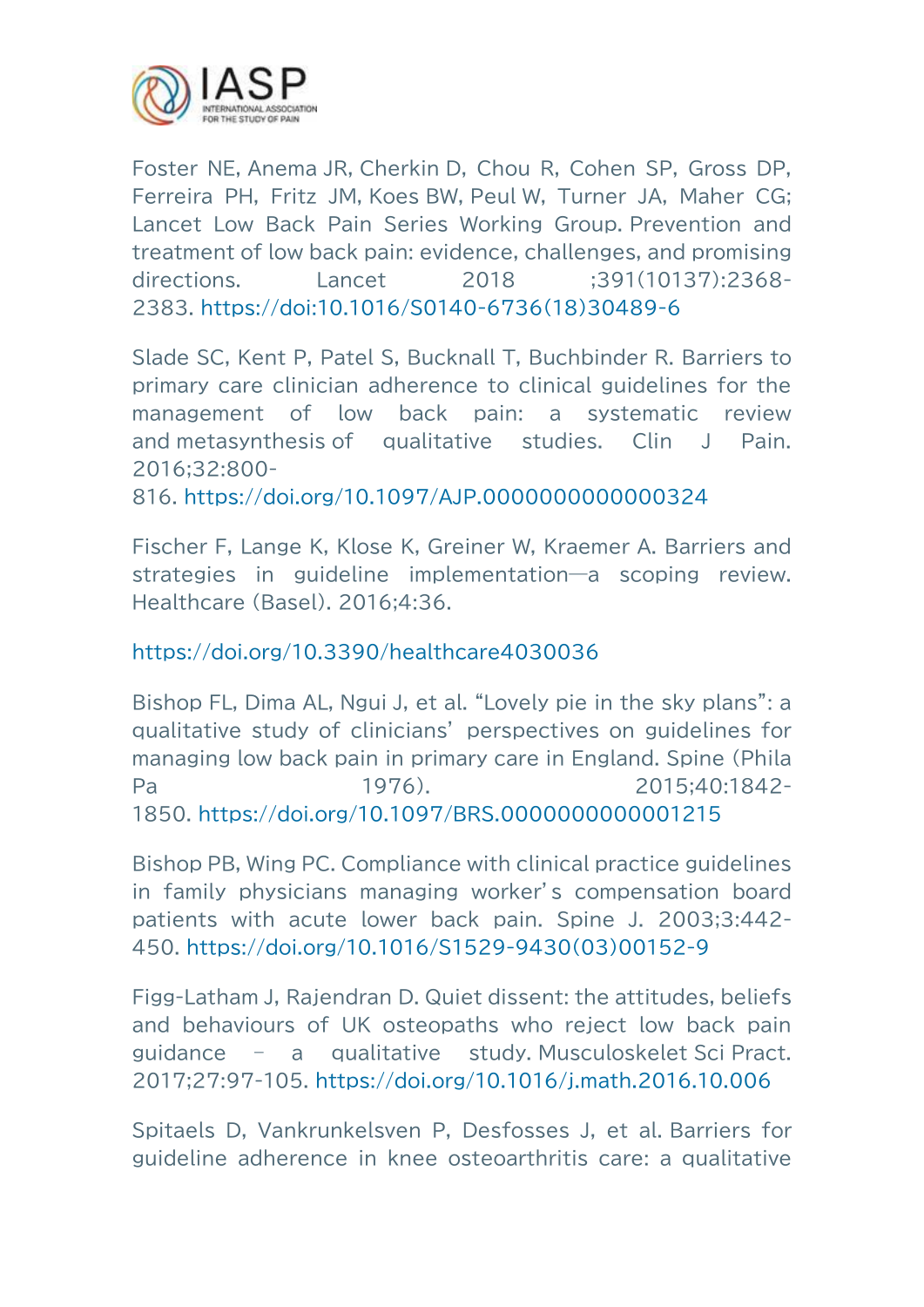Foster NE, Anema JR, Cherkin D, Chou R, Cohen SP, Gross DP, Ferreira PH, Fritz JM, Koes BW, Peul W, Turner JA, Maher CG; Lancet Low Back Pain Series Working Group. Prevention and treatment of low back pain: evidence, challenges, and promising directions. Lancet 2018 ;391(10137):2368-2383. https://doi:10.1016/S0140-6736(18)30489-6

Slade SC, Kent P, Patel S, Bucknall T, Buchbinder R. Barriers to primary care clinician adherence to clinical guidelines for the management of low back pain: a systematic review and metasynthesis of qualitative studies. Clin J Pain. 2016;32:800-816. https://doi.org/10.1097/AJP.0000000000000324

Fischer F, Lange K, Klose K, Greiner W, Kraemer A. Barriers and strategies in guideline implementation—a scoping review. Healthcare (Basel). 2016;4:36.

https://doi.org/10.3390/healthcare4030036

Bishop FL, Dima AL, Ngui J, et al. “Lovely pie in the sky plans”: a qualitative study of clinicians’ perspectives on guidelines for managing low back pain in primary care in England. Spine (Phila Pa 1976). 2015;40:1842-1850. https://doi.org/10.1097/BRS.0000000000001215

Bishop PB, Wing PC. Compliance with clinical practice guidelines in family physicians managing worker’s compensation board patients with acute lower back pain. Spine J. 2003;3:442-450. https://doi.org/10.1016/S1529-9430(03)00152-9

Figg-Latham J, Rajendran D. Quiet dissent: the attitudes, beliefs and behaviours of UK osteopaths who reject low back pain guidance – a qualitative study. Musculoskelet Sci Pract. 2017;27:97-105. https://doi.org/10.1016/j.math.2016.10.006

Spitaels D, Vankrunkelsven P, Desfosses J, et al. Barriers for guideline adherence in knee osteoarthritis care: a qualitative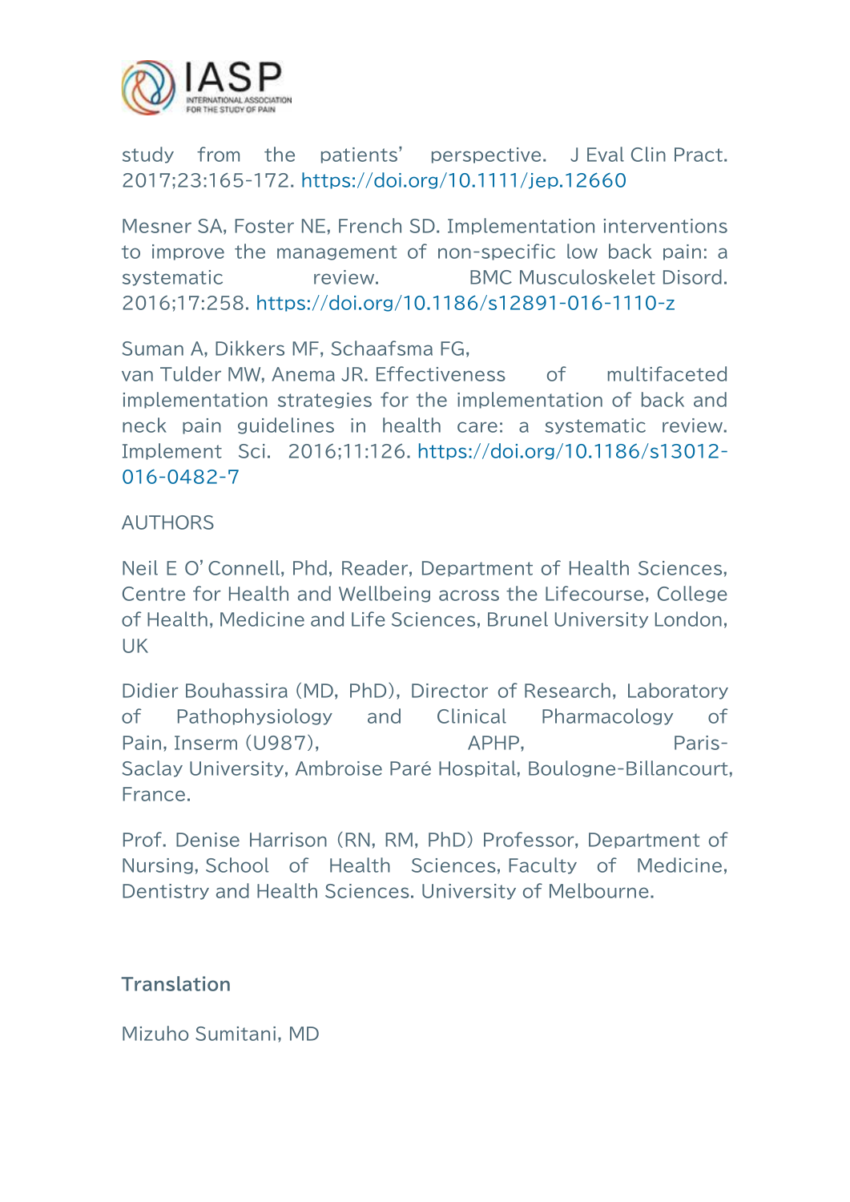study from the patients' perspective. J Eval Clin Pract. 2017;23:165-172. https://doi.org/10.1111/jep.12660

Mesner SA, Foster NE, French SD. Implementation interventions to improve the management of non-specific low back pain: a systematic review. BMC Musculoskelet Disord. 2016;17:258. https://doi.org/10.1186/s12891-016-1110-z

Suman A, Dikkers MF, Schaafsma FG, van Tulder MW, Anema JR. Effectiveness of multifaceted implementation strategies for the implementation of back and neck pain guidelines in health care: a systematic review. Implement Sci. 2016;11:126. https://doi.org/10.1186/s13012-016-0482-7

AUTHORS

Neil E O'Connell, Phd, Reader, Department of Health Sciences, Centre for Health and Wellbeing across the Lifecourse, College of Health, Medicine and Life Sciences, Brunel University London, UK

Didier Bouhassira (MD, PhD), Director of Research, Laboratory of Pathophysiology and Clinical Pharmacology of Pain, Inserm (U987), APHP, Paris-Saclay University, Ambroise Paré Hospital, Boulogne-Billancourt, France.

Prof. Denise Harrison (RN, RM, PhD) Professor, Department of Nursing, School of Health Sciences, Faculty of Medicine, Dentistry and Health Sciences. University of Melbourne.

**Translation**

Mizuho Sumitani, MD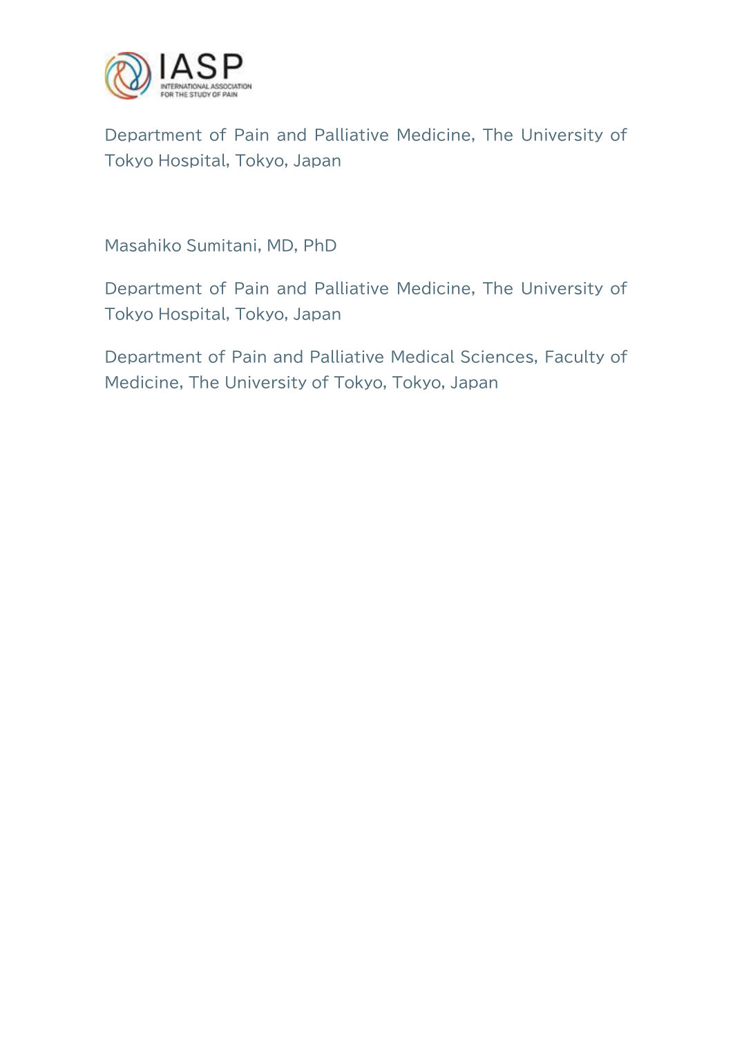Department of Pain and Palliative Medicine, The University of Tokyo Hospital, Tokyo, Japan

Masahiko Sumitani, MD, PhD

Department of Pain and Palliative Medicine, The University of Tokyo Hospital, Tokyo, Japan

Department of Pain and Palliative Medical Sciences, Faculty of Medicine, The University of Tokyo, Tokyo, Japan